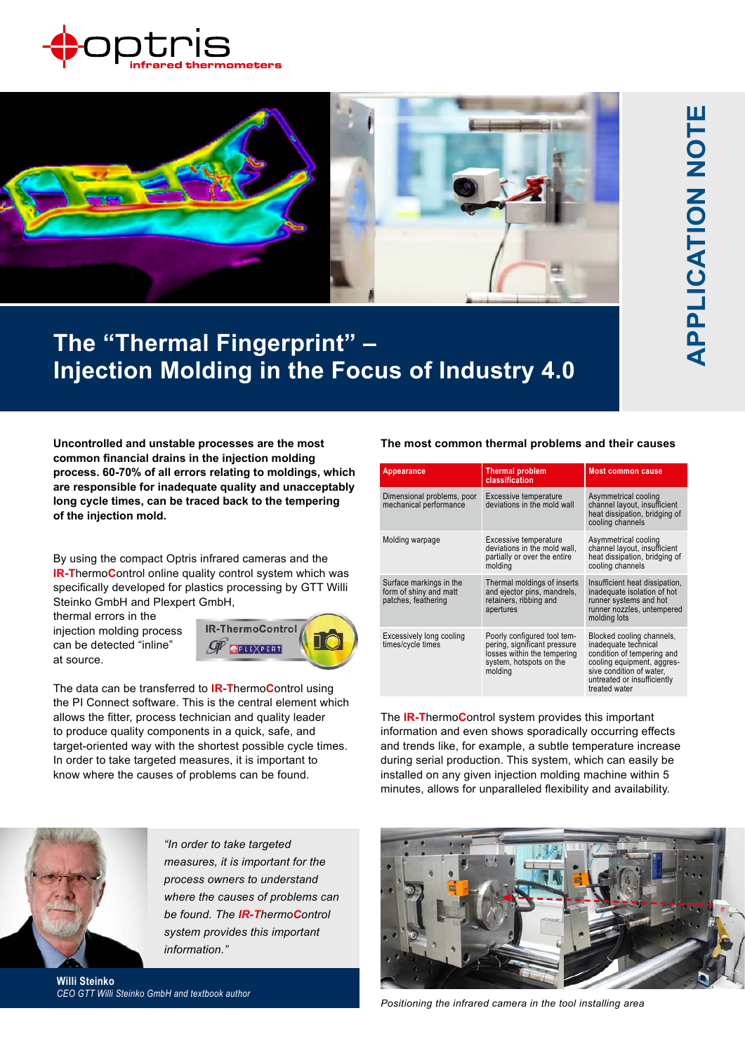# The "Thermal Fingerprint" – Injection Molding in the Focus of Industry 4.0

**APPLICATION NOTE**

**Uncontrolled and unstable processes are the most common financial drains in the injection molding process. 60-70% of all errors relating to moldings, which are responsible for inadequate quality and unacceptably long cycle times, can be traced back to the tempering of the injection mold.**

By using the compact Optris infrared cameras and the **IR-T**hermo**C**ontrol online quality control system which was specifically developed for plastics processing by GTT Willi Steinko GmbH and Plexpert GmbH, thermal errors in the injection molding process can be detected "inline" at source.

The data can be transferred to **IR-T**hermo**C**ontrol using the PI Connect software. This is the central element which allows the fitter, process technician and quality leader to produce quality components in a quick, safe, and target-oriented way with the shortest possible cycle times. In order to take targeted measures, it is important to know where the causes of problems can be found.

**The most common thermal problems and their causes**

| Appearance | Thermal problem classification | Most common cause |
| --- | --- | --- |
| Dimensional problems, poor mechanical performance | Excessive temperature deviations in the mold wall | Asymmetrical cooling channel layout, insufficient heat dissipation, bridging of cooling channels |
| Molding warpage | Excessive temperature deviations in the mold wall, partially or over the entire molding | Asymmetrical cooling channel layout, insufficient heat dissipation, bridging of cooling channels |
| Surface markings in the form of shiny and matt patches, feathering | Thermal moldings of inserts and ejector pins, mandrels, retainers, ribbing and apertures | Insufficient heat dissipation, inadequate isolation of hot runner systems and hot runner nozzles, untempered molding lots |
| Excessively long cooling times/cycle times | Poorly configured tool tempering, significant pressure losses within the tempering system, hotspots on the molding | Blocked cooling channels, inadequate technical condition of tempering and cooling equipment, aggressive condition of water, untreated or insufficiently treated water |

The **IR-T**hermo**C**ontrol system provides this important information and even shows sporadically occurring effects and trends like, for example, a subtle temperature increase during serial production. This system, which can easily be installed on any given injection molding machine within 5 minutes, allows for unparalleled flexibility and availability.

*"In order to take targeted measures, it is important for the process owners to understand where the causes of problems can be found. The **IR-T**hermo**C**ontrol system provides this important information."*

**Willi Steinko**
*CEO GTT Willi Steinko GmbH and textbook author*

*Positioning the infrared camera in the tool installing area*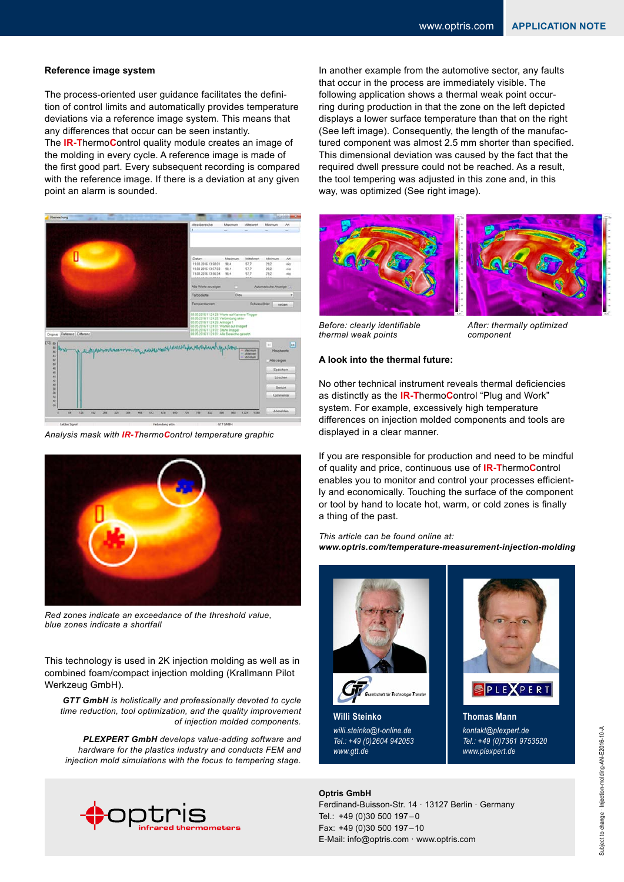#### Reference image system

The process-oriented user guidance facilitates the definition of control limits and automatically provides temperature deviations via a reference image system. This means that any differences that occur can be seen instantly.
The **IR-ThermoControl** quality module creates an image of the molding in every cycle. A reference image is made of the first good part. Every subsequent recording is compared with the reference image. If there is a deviation at any given point an alarm is sounded.

*Analysis mask with **IR-ThermoControl** temperature graphic*

*Red zones indicate an exceedance of the threshold value, blue zones indicate a shortfall*

This technology is used in 2K injection molding as well as in combined foam/compact injection molding (Krallmann Pilot Werkzeug GmbH).

***GTT GmbH** is holistically and professionally devoted to cycle time reduction, tool optimization, and the quality improvement of injection molded components.*

***PLEXPERT GmbH** develops value-adding software and hardware for the plastics industry and conducts FEM and injection mold simulations with the focus to tempering stage.*

In another example from the automotive sector, any faults that occur in the process are immediately visible. The following application shows a thermal weak point occurring during production in that the zone on the left depicted displays a lower surface temperature than that on the right (See left image). Consequently, the length of the manufactured component was almost 2.5 mm shorter than specified. This dimensional deviation was caused by the fact that the required dwell pressure could not be reached. As a result, the tool tempering was adjusted in this zone and, in this way, was optimized (See right image).

*Before: clearly identifiable thermal weak points*

*After: thermally optimized component*

#### A look into the thermal future:

No other technical instrument reveals thermal deficiencies as distinctly as the **IR-ThermoControl** “Plug and Work” system. For example, excessively high temperature differences on injection molded components and tools are displayed in a clear manner.

If you are responsible for production and need to be mindful of quality and price, continuous use of **IR-ThermoControl** enables you to monitor and control your processes efficiently and economically. Touching the surface of the component or tool by hand to locate hot, warm, or cold zones is finally a thing of the past.

*This article can be found online at:*
***www.optris.com/temperature-measurement-injection-molding***

**Willi Steinko**
*willi.steinko@t-online.de*
*Tel.: +49 (0)2604 942053*
*www.gtt.de*

**Thomas Mann**
*kontakt@plexpert.de*
*Tel.: +49 (0)7361 9753520*
*www.plexpert.de*

**Optris GmbH**
Ferdinand-Buisson-Str. 14 · 13127 Berlin · Germany
Tel.: +49 (0)30 500 197 – 0
Fax: +49 (0)30 500 197 – 10
E-Mail: info@optris.com · www.optris.com

Subject to change · Injection-molding-AN-E2016-10-A